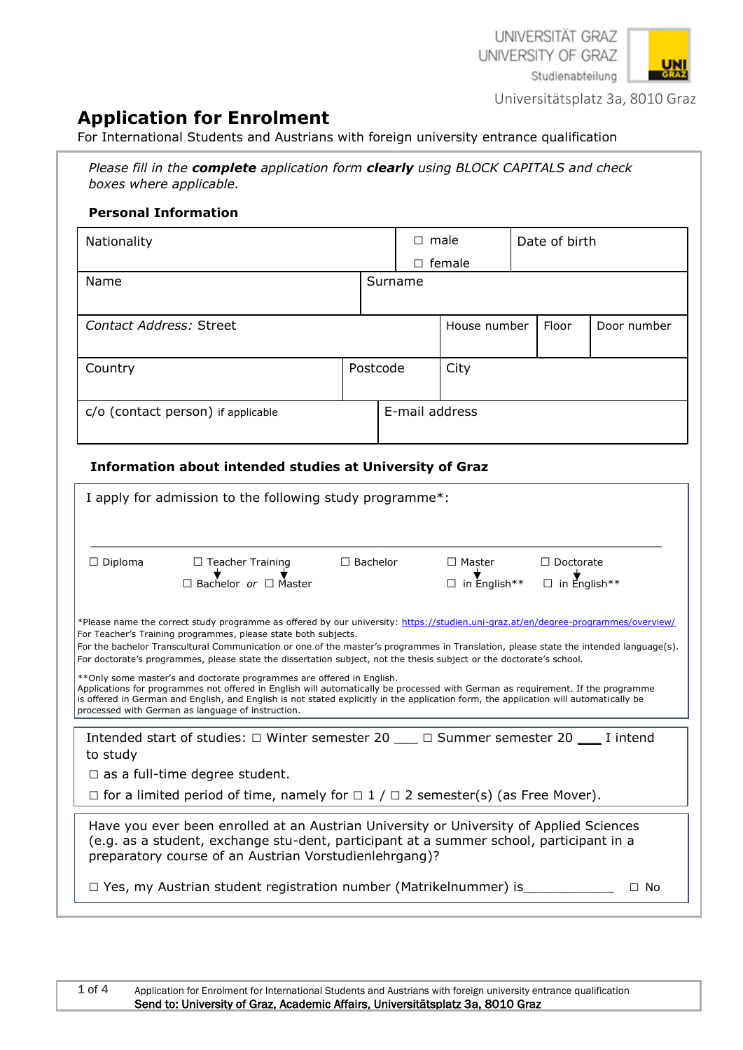UNIVERSITÄT GRAZ
UNIVERSITY OF GRAZ
Studienabteilung

Universitätsplatz 3a, 8010 Graz

# Application for Enrolment

For International Students and Austrians with foreign university entrance qualification

*Please fill in the **complete** application form **clearly** using BLOCK CAPITALS and check boxes where applicable.*

### Personal Information

| | | |
|---|---|---|
| Nationality | ☐ male<br>☐ female | Date of birth |
| Name | Surname | |

| | | | |
|---|---|---|---|
| *Contact Address:* Street | House number | Floor | Door number |

| | | |
|---|---|---|
| Country | Postcode | City |

| | |
|---|---|
| c/o (contact person) if applicable | E-mail address |

### Information about intended studies at University of Graz

I apply for admission to the following study programme*:

______________________________________________________________

☐ Diploma ☐ Teacher Training (☐ Bachelor *or* ☐ Master) ☐ Bachelor ☐ Master (☐ in English**) ☐ Doctorate (☐ in English**)

*Please name the correct study programme as offered by our university: https://studien.uni-graz.at/en/degree-programmes/overview/
For Teacher's Training programmes, please state both subjects.
For the bachelor Transcultural Communication or one of the master's programmes in Translation, please state the intended language(s).
For doctorate's programmes, please state the dissertation subject, not the thesis subject or the doctorate's school.

**Only some master's and doctorate programmes are offered in English.
Applications for programmes not offered in English will automatically be processed with German as requirement. If the programme is offered in German and English, and English is not stated explicitly in the application form, the application will automatically be processed with German as language of instruction.

Intended start of studies: ☐ Winter semester 20 ___ ☐ Summer semester 20 ___ I intend to study

☐ as a full-time degree student.

☐ for a limited period of time, namely for ☐ 1 / ☐ 2 semester(s) (as Free Mover).

Have you ever been enrolled at an Austrian University or University of Applied Sciences (e.g. as a student, exchange stu-dent, participant at a summer school, participant in a preparatory course of an Austrian Vorstudienlehrgang)?

☐ Yes, my Austrian student registration number (Matrikelnummer) is____________ ☐ No

Send to: University of Graz, Academic Affairs, Universitätsplatz 3a, 8010 Graz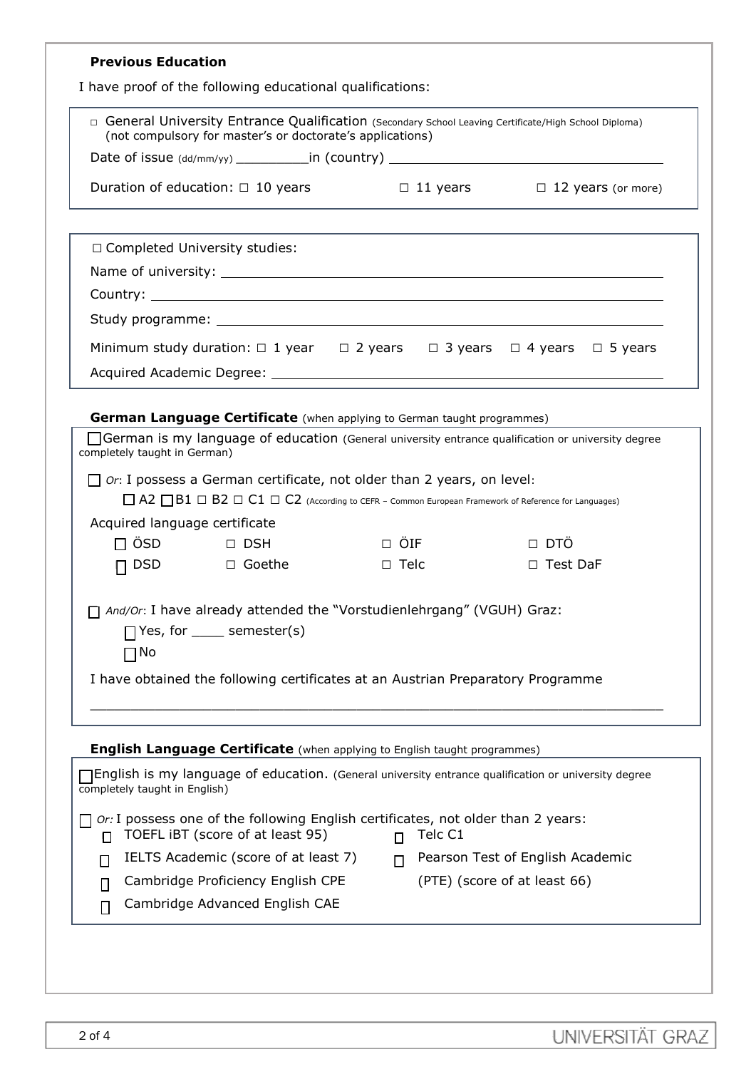**Previous Education**

I have proof of the following educational qualifications:

□ General University Entrance Qualification (Secondary School Leaving Certificate/High School Diploma) (not compulsory for master's or doctorate's applications)

Date of issue (dd/mm/yy) _________ in (country) ___________________________________

Duration of education: □ 10 years □ 11 years □ 12 years (or more)

□ Completed University studies:

Name of university: ___________________________________

Country: ___________________________________

Study programme: ___________________________________

Minimum study duration: □ 1 year □ 2 years □ 3 years □ 4 years □ 5 years

Acquired Academic Degree: ___________________________________

**German Language Certificate** (when applying to German taught programmes)

□ German is my language of education (General university entrance qualification or university degree completely taught in German)

□ *Or*: I possess a German certificate, not older than 2 years, on level:

□ A2 □ B1 □ B2 □ C1 □ C2 (According to CEFR – Common European Framework of Reference for Languages)

Acquired language certificate

| | | | |
|---|---|---|---|
| □ ÖSD | □ DSH | □ ÖIF | □ DTÖ |
| □ DSD | □ Goethe | □ Telc | □ Test DaF |

□ *And/Or*: I have already attended the "Vorstudienlehrgang" (VGUH) Graz:

□ Yes, for ____ semester(s)

□ No

I have obtained the following certificates at an Austrian Preparatory Programme

___________________________________

**English Language Certificate** (when applying to English taught programmes)

□ English is my language of education. (General university entrance qualification or university degree completely taught in English)

□ *Or:* I possess one of the following English certificates, not older than 2 years:

□ TOEFL iBT (score of at least 95)

□ IELTS Academic (score of at least 7)

□ Cambridge Proficiency English CPE

□ Cambridge Advanced English CAE

□ Telc C1

□ Pearson Test of English Academic (PTE) (score of at least 66)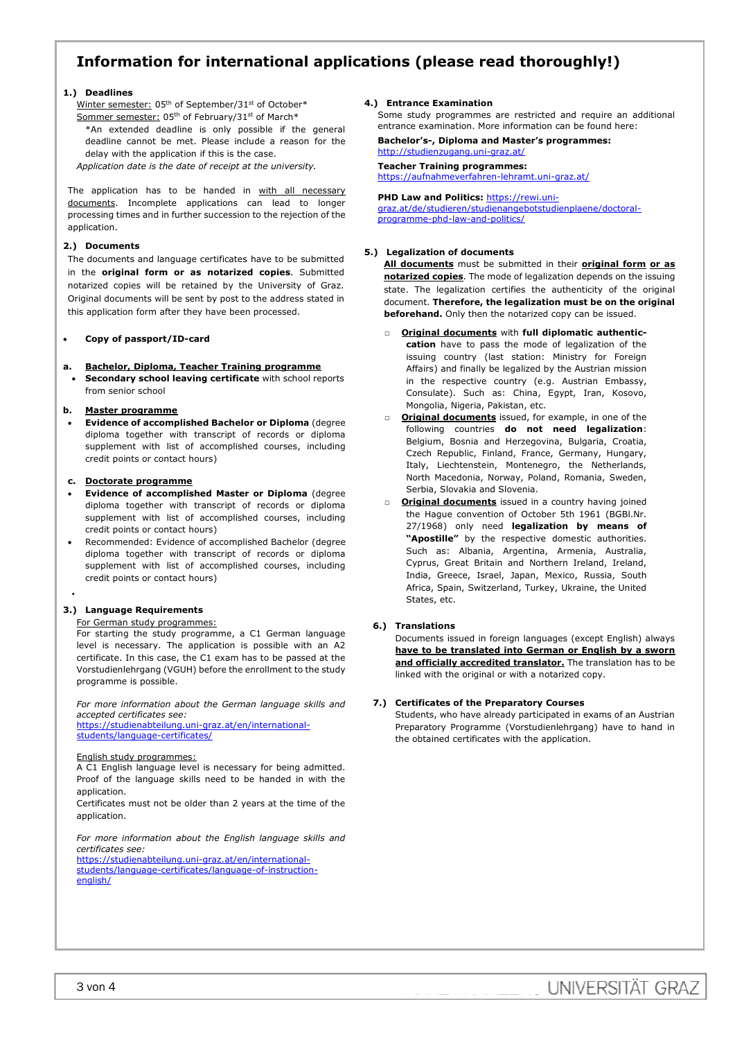# Information for international applications (please read thoroughly!)

## 1.) Deadlines

Winter semester: 05th of September/31st of October*

Sommer semester: 05th of February/31st of March*

*An extended deadline is only possible if the general deadline cannot be met. Please include a reason for the delay with the application if this is the case.

*Application date is the date of receipt at the university.*

The application has to be handed in with all necessary documents. Incomplete applications can lead to longer processing times and in further succession to the rejection of the application.

## 2.) Documents

The documents and language certificates have to be submitted in the **original form or as notarized copies**. Submitted notarized copies will be retained by the University of Graz. Original documents will be sent by post to the address stated in this application form after they have been processed.

- **Copy of passport/ID-card**

**a. Bachelor, Diploma, Teacher Training programme**

- **Secondary school leaving certificate** with school reports from senior school

**b. Master programme**

- **Evidence of accomplished Bachelor or Diploma** (degree diploma together with transcript of records or diploma supplement with list of accomplished courses, including credit points or contact hours)

**c. Doctorate programme**

- **Evidence of accomplished Master or Diploma** (degree diploma together with transcript of records or diploma supplement with list of accomplished courses, including credit points or contact hours)
- Recommended: Evidence of accomplished Bachelor (degree diploma together with transcript of records or diploma supplement with list of accomplished courses, including credit points or contact hours)

## 3.) Language Requirements

For German study programmes:

For starting the study programme, a C1 German language level is necessary. The application is possible with an A2 certificate. In this case, the C1 exam has to be passed at the Vorstudienlehrgang (VGUH) before the enrollment to the study programme is possible.

*For more information about the German language skills and accepted certificates see:*
https://studienabteilung.uni-graz.at/en/international-students/language-certificates/

English study programmes:

A C1 English language level is necessary for being admitted. Proof of the language skills need to be handed in with the application.

Certificates must not be older than 2 years at the time of the application.

*For more information about the English language skills and certificates see:*
https://studienabteilung.uni-graz.at/en/international-students/language-certificates/language-of-instruction-english/

## 4.) Entrance Examination

Some study programmes are restricted and require an additional entrance examination. More information can be found here:

**Bachelor's-, Diploma and Master's programmes:**
http://studienzugang.uni-graz.at/

**Teacher Training programmes:**
https://aufnahmeverfahren-lehramt.uni-graz.at/

**PHD Law and Politics:** https://rewi.uni-graz.at/de/studieren/studienangebotstudienplaene/doctoral-programme-phd-law-and-politics/

## 5.) Legalization of documents

**All documents** must be submitted in their **original form or as notarized copies**. The mode of legalization depends on the issuing state. The legalization certifies the authenticity of the original document. **Therefore, the legalization must be on the original beforehand.** Only then the notarized copy can be issued.

- **Original documents** with **full diplomatic authentication** have to pass the mode of legalization of the issuing country (last station: Ministry for Foreign Affairs) and finally be legalized by the Austrian mission in the respective country (e.g. Austrian Embassy, Consulate). Such as: China, Egypt, Iran, Kosovo, Mongolia, Nigeria, Pakistan, etc.
- **Original documents** issued, for example, in one of the following countries **do not need legalization**: Belgium, Bosnia and Herzegovina, Bulgaria, Croatia, Czech Republic, Finland, France, Germany, Hungary, Italy, Liechtenstein, Montenegro, the Netherlands, North Macedonia, Norway, Poland, Romania, Sweden, Serbia, Slovakia and Slovenia.
- **Original documents** issued in a country having joined the Hague convention of October 5th 1961 (BGBl.Nr. 27/1968) only need **legalization by means of "Apostille"** by the respective domestic authorities. Such as: Albania, Armenia, Argentina, Australia, Cyprus, Great Britain and Northern Ireland, Ireland, India, Greece, Israel, Japan, Mexico, Russia, South Africa, Spain, Switzerland, Turkey, Ukraine, the United States, etc.

## 6.) Translations

Documents issued in foreign languages (except English) always **have to be translated into German or English by a sworn and officially accredited translator.** The translation has to be linked with the original or with a notarized copy.

## 7.) Certificates of the Preparatory Courses

Students, who have already participated in exams of an Austrian Preparatory Programme (Vorstudienlehrgang) have to hand in the obtained certificates with the application.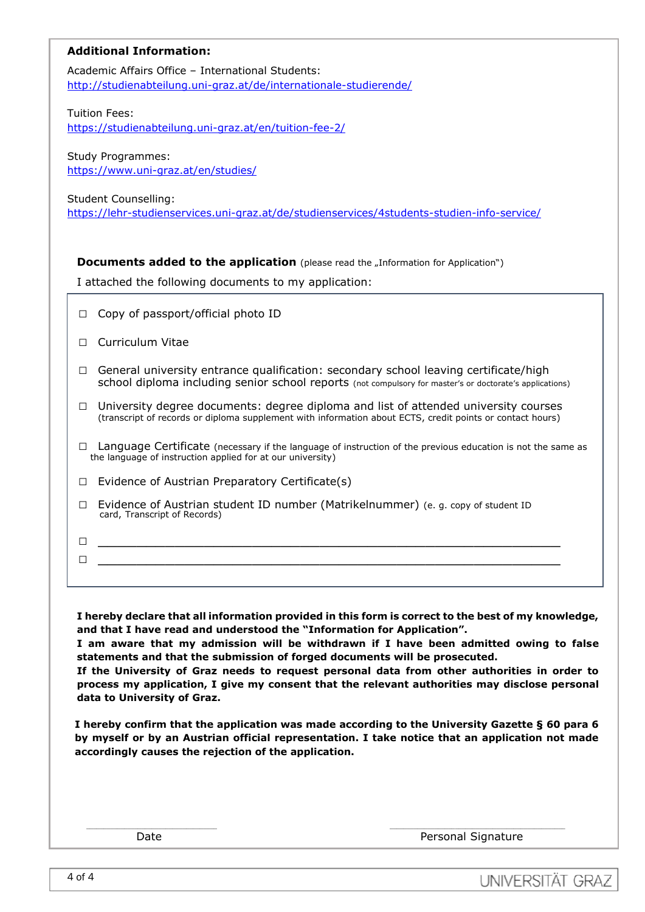**Additional Information:**

Academic Affairs Office – International Students:
http://studienabteilung.uni-graz.at/de/internationale-studierende/

Tuition Fees:
https://studienabteilung.uni-graz.at/en/tuition-fee-2/

Study Programmes:
https://www.uni-graz.at/en/studies/

Student Counselling:
https://lehr-studienservices.uni-graz.at/de/studienservices/4students-studien-info-service/

**Documents added to the application** (please read the „Information for Application")

I attached the following documents to my application:

- ☐ Copy of passport/official photo ID
- ☐ Curriculum Vitae
- ☐ General university entrance qualification: secondary school leaving certificate/high school diploma including senior school reports (not compulsory for master's or doctorate's applications)
- ☐ University degree documents: degree diploma and list of attended university courses (transcript of records or diploma supplement with information about ECTS, credit points or contact hours)
- ☐ Language Certificate (necessary if the language of instruction of the previous education is not the same as the language of instruction applied for at our university)
- ☐ Evidence of Austrian Preparatory Certificate(s)
- ☐ Evidence of Austrian student ID number (Matrikelnummer) (e. g. copy of student ID card, Transcript of Records)
- ☐ ____________________________________________________________
- ☐ ____________________________________________________________

**I hereby declare that all information provided in this form is correct to the best of my knowledge, and that I have read and understood the "Information for Application".**
**I am aware that my admission will be withdrawn if I have been admitted owing to false statements and that the submission of forged documents will be prosecuted.**
**If the University of Graz needs to request personal data from other authorities in order to process my application, I give my consent that the relevant authorities may disclose personal data to University of Graz.**

**I hereby confirm that the application was made according to the University Gazette § 60 para 6 by myself or by an Austrian official representation. I take notice that an application not made accordingly causes the rejection of the application.**

______________________ Date

______________________ Personal Signature